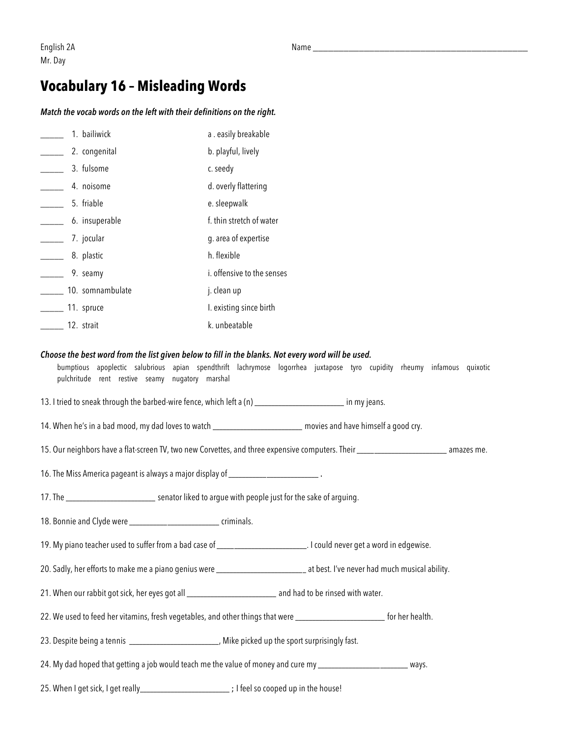English 2A
Mr. Day

Name ___________________________________________

# Vocabulary 16 – Misleading Words

***Match the vocab words on the left with their definitions on the right.***

| | | |
|---|---|---|
| _____ | 1. bailiwick | a . easily breakable |
| _____ | 2. congenital | b. playful, lively |
| _____ | 3. fulsome | c. seedy |
| _____ | 4. noisome | d. overly flattering |
| _____ | 5. friable | e. sleepwalk |
| _____ | 6. insuperable | f. thin stretch of water |
| _____ | 7. jocular | g. area of expertise |
| _____ | 8. plastic | h. flexible |
| _____ | 9. seamy | i. offensive to the senses |
| _____ | 10. somnambulate | j. clean up |
| _____ | 11. spruce | l. existing since birth |
| _____ | 12. strait | k. unbeatable |

***Choose the best word from the list given below to fill in the blanks. Not every word will be used.***

bumptious apoplectic salubrious apian spendthrift lachrymose logorrhea juxtapose tyro cupidity rheumy infamous quixotic pulchritude rent restive seamy nugatory marshal

13. I tried to sneak through the barbed-wire fence, which left a (n) ____________________ in my jeans.

14. When he's in a bad mood, my dad loves to watch ____________________ movies and have himself a good cry.

15. Our neighbors have a flat-screen TV, two new Corvettes, and three expensive computers. Their ____________________ amazes me.

16. The Miss America pageant is always a major display of ____________________ .

17. The ____________________ senator liked to argue with people just for the sake of arguing.

18. Bonnie and Clyde were ____________________ criminals.

19. My piano teacher used to suffer from a bad case of ____________________. I could never get a word in edgewise.

20. Sadly, her efforts to make me a piano genius were ____________________ at best. I've never had much musical ability.

21. When our rabbit got sick, her eyes got all ____________________ and had to be rinsed with water.

22. We used to feed her vitamins, fresh vegetables, and other things that were ____________________ for her health.

23. Despite being a tennis ____________________, Mike picked up the sport surprisingly fast.

24. My dad hoped that getting a job would teach me the value of money and cure my ____________________ ways.

25. When I get sick, I get really____________________ ; I feel so cooped up in the house!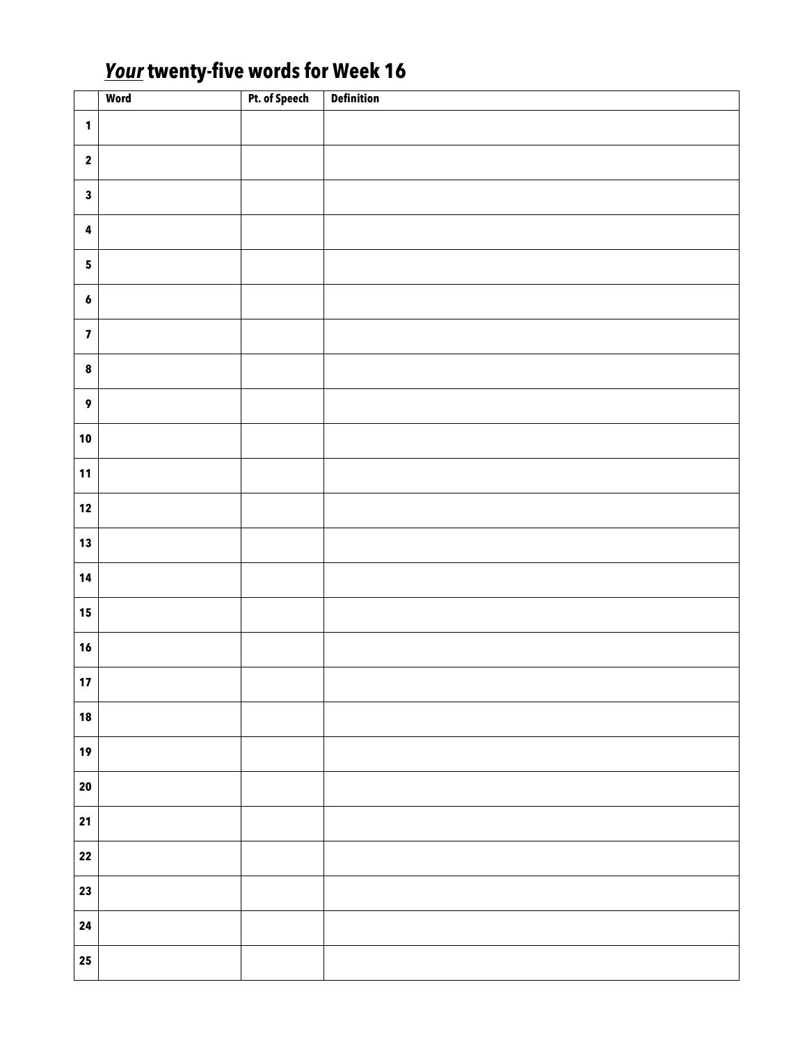## *Your* twenty-five words for Week 16

| | Word | Pt. of Speech | Definition |
|---|---|---|---|
| 1 | | | |
| 2 | | | |
| 3 | | | |
| 4 | | | |
| 5 | | | |
| 6 | | | |
| 7 | | | |
| 8 | | | |
| 9 | | | |
| 10 | | | |
| 11 | | | |
| 12 | | | |
| 13 | | | |
| 14 | | | |
| 15 | | | |
| 16 | | | |
| 17 | | | |
| 18 | | | |
| 19 | | | |
| 20 | | | |
| 21 | | | |
| 22 | | | |
| 23 | | | |
| 24 | | | |
| 25 | | | |